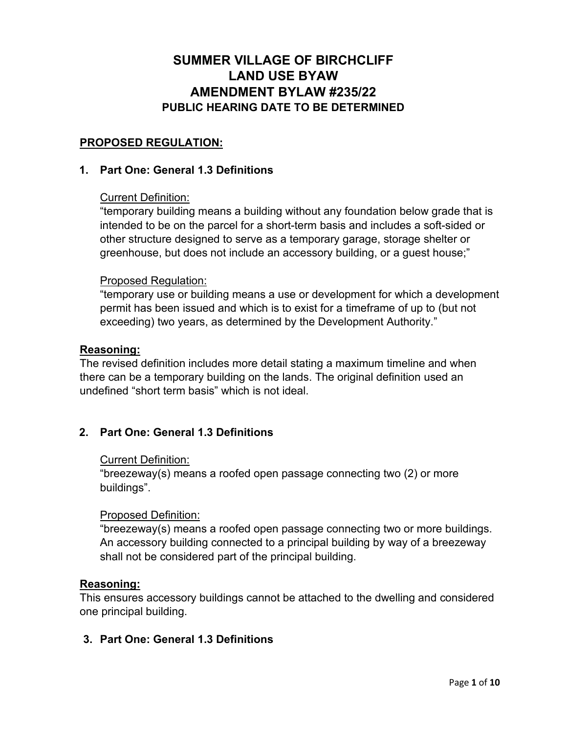# SUMMER VILLAGE OF BIRCHCLIFF
# LAND USE BYAW
# AMENDMENT BYLAW #235/22
## PUBLIC HEARING DATE TO BE DETERMINED

**PROPOSED REGULATION:**

### 1. Part One: General 1.3 Definitions

Current Definition:
"temporary building means a building without any foundation below grade that is intended to be on the parcel for a short-term basis and includes a soft-sided or other structure designed to serve as a temporary garage, storage shelter or greenhouse, but does not include an accessory building, or a guest house;"

Proposed Regulation:
"temporary use or building means a use or development for which a development permit has been issued and which is to exist for a timeframe of up to (but not exceeding) two years, as determined by the Development Authority."

**Reasoning:**
The revised definition includes more detail stating a maximum timeline and when there can be a temporary building on the lands. The original definition used an undefined "short term basis" which is not ideal.

### 2. Part One: General 1.3 Definitions

Current Definition:
"breezeway(s) means a roofed open passage connecting two (2) or more buildings".

Proposed Definition:
"breezeway(s) means a roofed open passage connecting two or more buildings. An accessory building connected to a principal building by way of a breezeway shall not be considered part of the principal building.

**Reasoning:**
This ensures accessory buildings cannot be attached to the dwelling and considered one principal building.

### 3. Part One: General 1.3 Definitions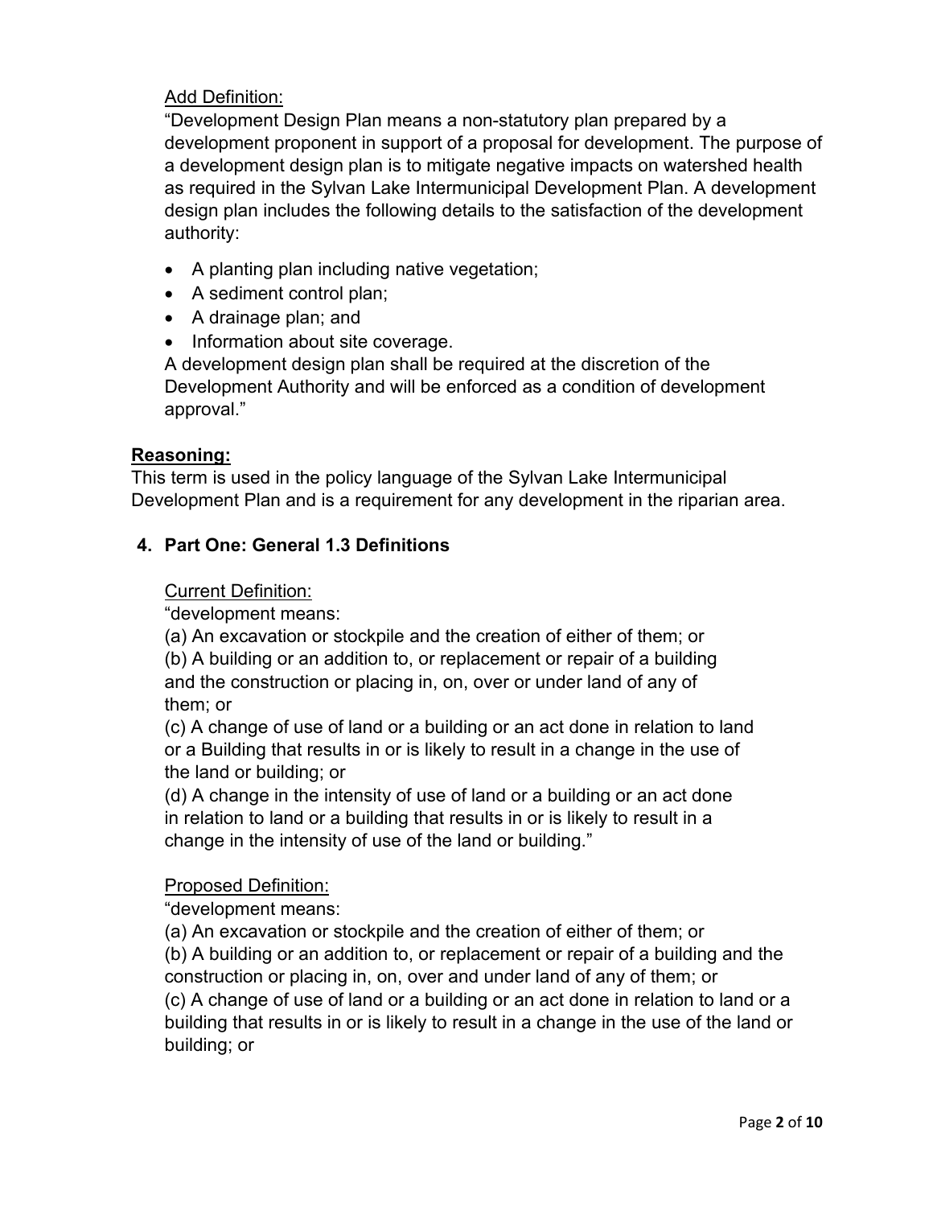Add Definition:

"Development Design Plan means a non-statutory plan prepared by a development proponent in support of a proposal for development. The purpose of a development design plan is to mitigate negative impacts on watershed health as required in the Sylvan Lake Intermunicipal Development Plan. A development design plan includes the following details to the satisfaction of the development authority:

- A planting plan including native vegetation;
- A sediment control plan;
- A drainage plan; and
- Information about site coverage.

A development design plan shall be required at the discretion of the Development Authority and will be enforced as a condition of development approval."

**Reasoning:**

This term is used in the policy language of the Sylvan Lake Intermunicipal Development Plan and is a requirement for any development in the riparian area.

**4. Part One: General 1.3 Definitions**

Current Definition:

"development means:

(a) An excavation or stockpile and the creation of either of them; or

(b) A building or an addition to, or replacement or repair of a building and the construction or placing in, on, over or under land of any of them; or

(c) A change of use of land or a building or an act done in relation to land or a Building that results in or is likely to result in a change in the use of the land or building; or

(d) A change in the intensity of use of land or a building or an act done in relation to land or a building that results in or is likely to result in a change in the intensity of use of the land or building."

Proposed Definition:

"development means:

(a) An excavation or stockpile and the creation of either of them; or

(b) A building or an addition to, or replacement or repair of a building and the construction or placing in, on, over and under land of any of them; or

(c) A change of use of land or a building or an act done in relation to land or a building that results in or is likely to result in a change in the use of the land or building; or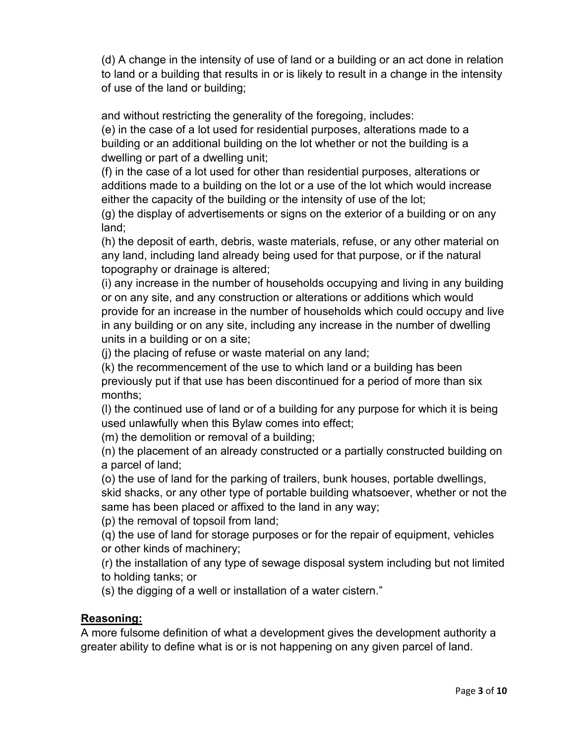(d) A change in the intensity of use of land or a building or an act done in relation to land or a building that results in or is likely to result in a change in the intensity of use of the land or building;

and without restricting the generality of the foregoing, includes:

(e) in the case of a lot used for residential purposes, alterations made to a building or an additional building on the lot whether or not the building is a dwelling or part of a dwelling unit;

(f) in the case of a lot used for other than residential purposes, alterations or additions made to a building on the lot or a use of the lot which would increase either the capacity of the building or the intensity of use of the lot;

(g) the display of advertisements or signs on the exterior of a building or on any land;

(h) the deposit of earth, debris, waste materials, refuse, or any other material on any land, including land already being used for that purpose, or if the natural topography or drainage is altered;

(i) any increase in the number of households occupying and living in any building or on any site, and any construction or alterations or additions which would provide for an increase in the number of households which could occupy and live in any building or on any site, including any increase in the number of dwelling units in a building or on a site;

(j) the placing of refuse or waste material on any land;

(k) the recommencement of the use to which land or a building has been previously put if that use has been discontinued for a period of more than six months;

(l) the continued use of land or of a building for any purpose for which it is being used unlawfully when this Bylaw comes into effect;

(m) the demolition or removal of a building;

(n) the placement of an already constructed or a partially constructed building on a parcel of land;

(o) the use of land for the parking of trailers, bunk houses, portable dwellings, skid shacks, or any other type of portable building whatsoever, whether or not the same has been placed or affixed to the land in any way;

(p) the removal of topsoil from land;

(q) the use of land for storage purposes or for the repair of equipment, vehicles or other kinds of machinery;

(r) the installation of any type of sewage disposal system including but not limited to holding tanks; or

(s) the digging of a well or installation of a water cistern."

**Reasoning:**

A more fulsome definition of what a development gives the development authority a greater ability to define what is or is not happening on any given parcel of land.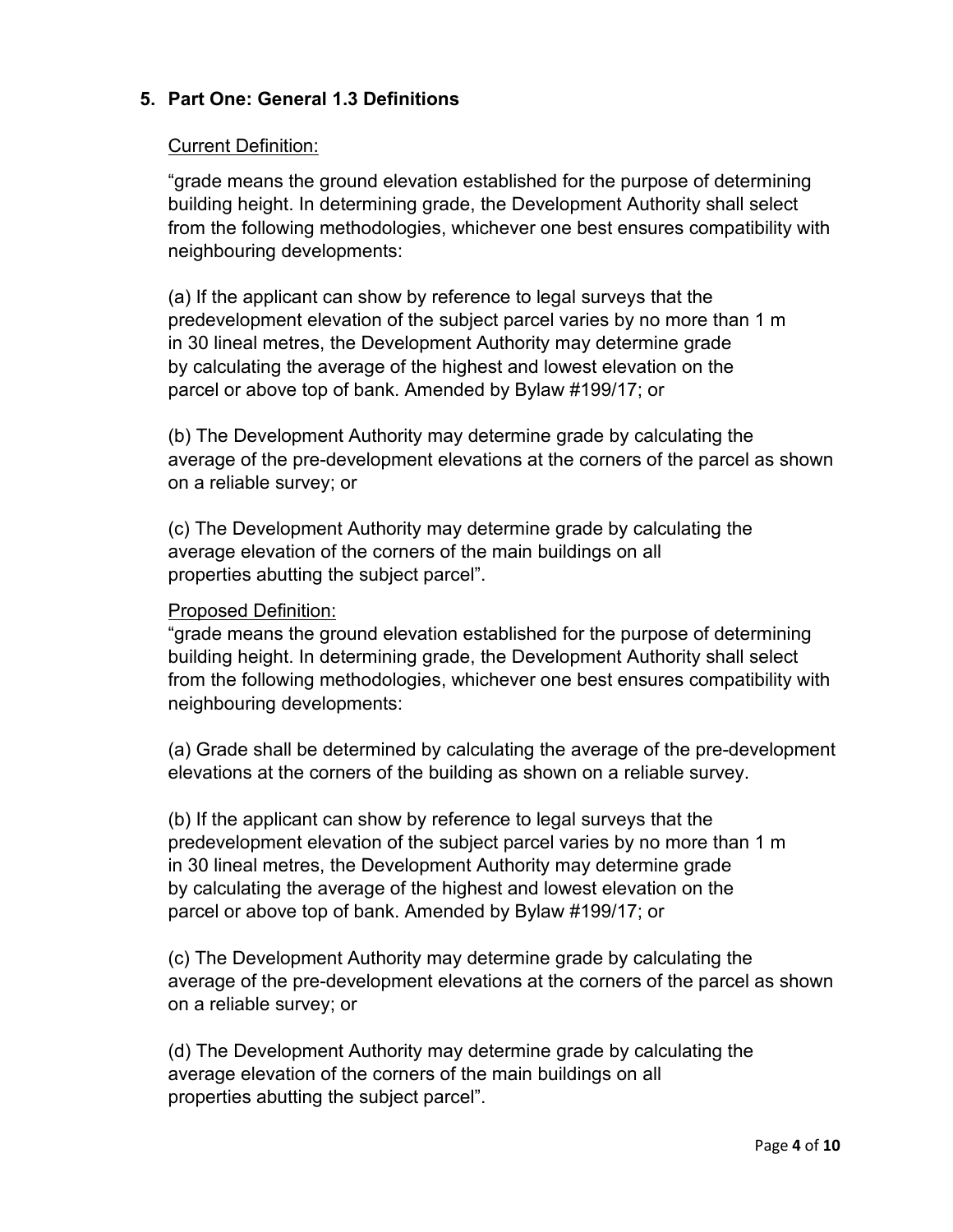## 5. Part One: General 1.3 Definitions

<u>Current Definition:</u>

“grade means the ground elevation established for the purpose of determining building height. In determining grade, the Development Authority shall select from the following methodologies, whichever one best ensures compatibility with neighbouring developments:

(a) If the applicant can show by reference to legal surveys that the predevelopment elevation of the subject parcel varies by no more than 1 m in 30 lineal metres, the Development Authority may determine grade by calculating the average of the highest and lowest elevation on the parcel or above top of bank. Amended by Bylaw #199/17; or

(b) The Development Authority may determine grade by calculating the average of the pre-development elevations at the corners of the parcel as shown on a reliable survey; or

(c) The Development Authority may determine grade by calculating the average elevation of the corners of the main buildings on all properties abutting the subject parcel”.

<u>Proposed Definition:</u>

“grade means the ground elevation established for the purpose of determining building height. In determining grade, the Development Authority shall select from the following methodologies, whichever one best ensures compatibility with neighbouring developments:

(a) Grade shall be determined by calculating the average of the pre-development elevations at the corners of the building as shown on a reliable survey.

(b) If the applicant can show by reference to legal surveys that the predevelopment elevation of the subject parcel varies by no more than 1 m in 30 lineal metres, the Development Authority may determine grade by calculating the average of the highest and lowest elevation on the parcel or above top of bank. Amended by Bylaw #199/17; or

(c) The Development Authority may determine grade by calculating the average of the pre-development elevations at the corners of the parcel as shown on a reliable survey; or

(d) The Development Authority may determine grade by calculating the average elevation of the corners of the main buildings on all properties abutting the subject parcel”.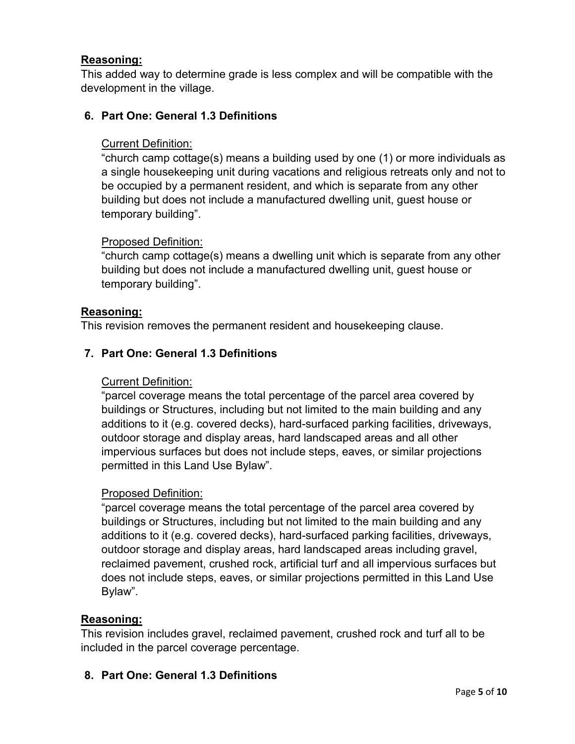**Reasoning:**

This added way to determine grade is less complex and will be compatible with the development in the village.

6. **Part One: General 1.3 Definitions**

   Current Definition:

   "church camp cottage(s) means a building used by one (1) or more individuals as a single housekeeping unit during vacations and religious retreats only and not to be occupied by a permanent resident, and which is separate from any other building but does not include a manufactured dwelling unit, guest house or temporary building".

   Proposed Definition:

   "church camp cottage(s) means a dwelling unit which is separate from any other building but does not include a manufactured dwelling unit, guest house or temporary building".

**Reasoning:**

This revision removes the permanent resident and housekeeping clause.

7. **Part One: General 1.3 Definitions**

   Current Definition:

   "parcel coverage means the total percentage of the parcel area covered by buildings or Structures, including but not limited to the main building and any additions to it (e.g. covered decks), hard-surfaced parking facilities, driveways, outdoor storage and display areas, hard landscaped areas and all other impervious surfaces but does not include steps, eaves, or similar projections permitted in this Land Use Bylaw".

   Proposed Definition:

   "parcel coverage means the total percentage of the parcel area covered by buildings or Structures, including but not limited to the main building and any additions to it (e.g. covered decks), hard-surfaced parking facilities, driveways, outdoor storage and display areas, hard landscaped areas including gravel, reclaimed pavement, crushed rock, artificial turf and all impervious surfaces but does not include steps, eaves, or similar projections permitted in this Land Use Bylaw".

**Reasoning:**

This revision includes gravel, reclaimed pavement, crushed rock and turf all to be included in the parcel coverage percentage.

8. **Part One: General 1.3 Definitions**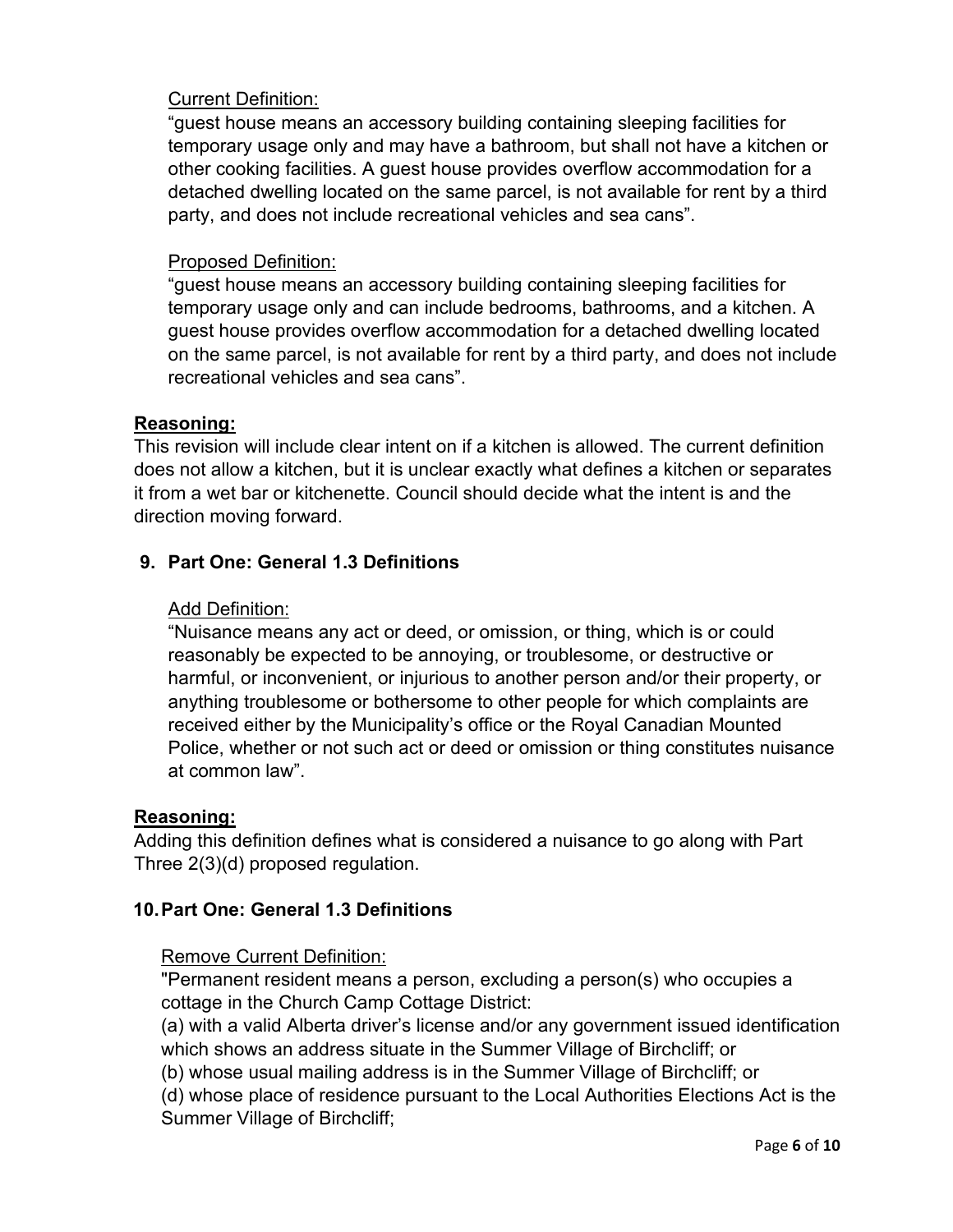Current Definition:

"guest house means an accessory building containing sleeping facilities for temporary usage only and may have a bathroom, but shall not have a kitchen or other cooking facilities. A guest house provides overflow accommodation for a detached dwelling located on the same parcel, is not available for rent by a third party, and does not include recreational vehicles and sea cans".

Proposed Definition:

"guest house means an accessory building containing sleeping facilities for temporary usage only and can include bedrooms, bathrooms, and a kitchen. A guest house provides overflow accommodation for a detached dwelling located on the same parcel, is not available for rent by a third party, and does not include recreational vehicles and sea cans".

**Reasoning:**

This revision will include clear intent on if a kitchen is allowed. The current definition does not allow a kitchen, but it is unclear exactly what defines a kitchen or separates it from a wet bar or kitchenette. Council should decide what the intent is and the direction moving forward.

**9. Part One: General 1.3 Definitions**

Add Definition:

"Nuisance means any act or deed, or omission, or thing, which is or could reasonably be expected to be annoying, or troublesome, or destructive or harmful, or inconvenient, or injurious to another person and/or their property, or anything troublesome or bothersome to other people for which complaints are received either by the Municipality's office or the Royal Canadian Mounted Police, whether or not such act or deed or omission or thing constitutes nuisance at common law".

**Reasoning:**

Adding this definition defines what is considered a nuisance to go along with Part Three 2(3)(d) proposed regulation.

**10. Part One: General 1.3 Definitions**

Remove Current Definition:

"Permanent resident means a person, excluding a person(s) who occupies a cottage in the Church Camp Cottage District:

(a) with a valid Alberta driver's license and/or any government issued identification which shows an address situate in the Summer Village of Birchcliff; or

(b) whose usual mailing address is in the Summer Village of Birchcliff; or

(d) whose place of residence pursuant to the Local Authorities Elections Act is the Summer Village of Birchcliff;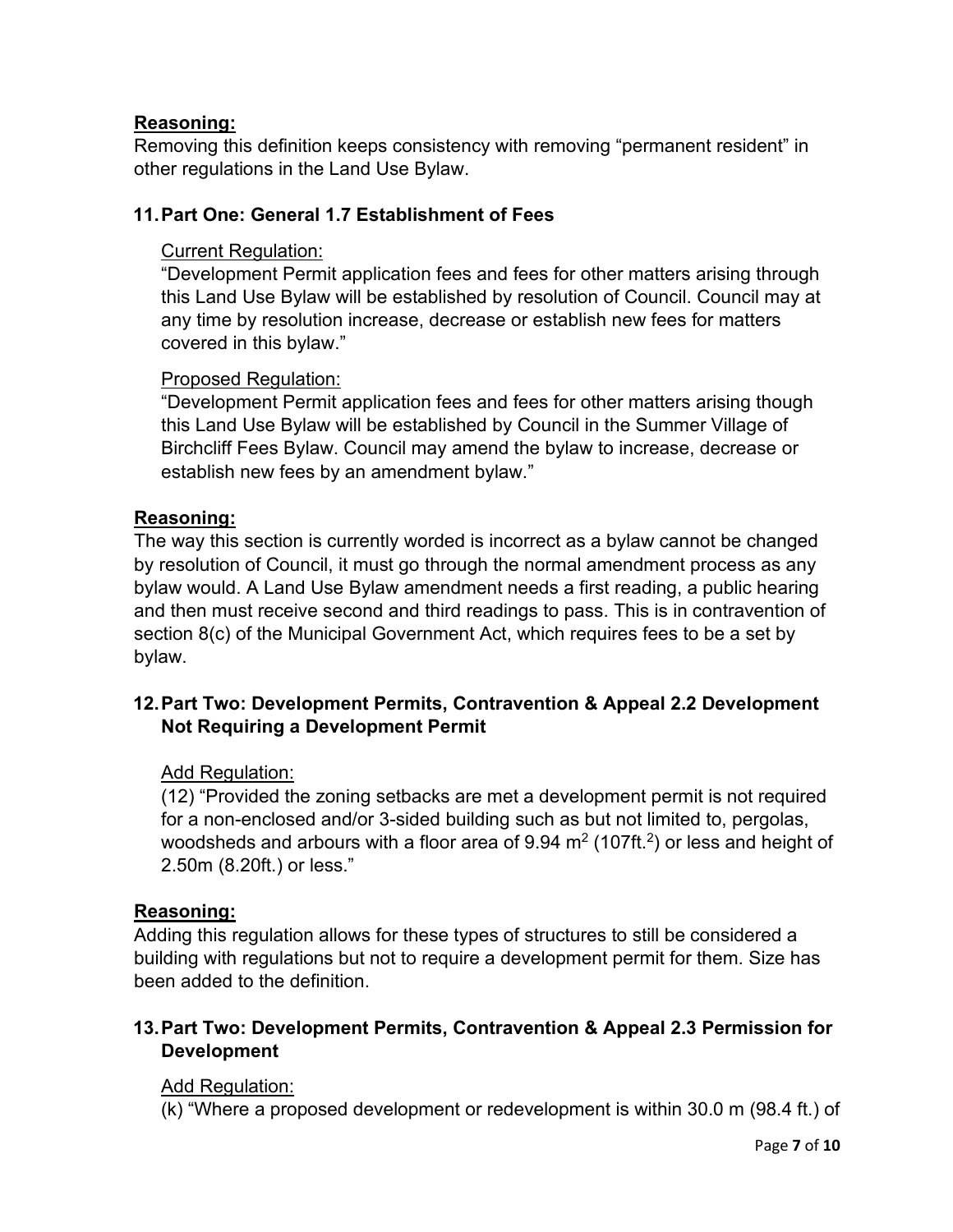**Reasoning:**

Removing this definition keeps consistency with removing "permanent resident" in other regulations in the Land Use Bylaw.

### 11. Part One: General 1.7 Establishment of Fees

Current Regulation:

"Development Permit application fees and fees for other matters arising through this Land Use Bylaw will be established by resolution of Council. Council may at any time by resolution increase, decrease or establish new fees for matters covered in this bylaw."

Proposed Regulation:

"Development Permit application fees and fees for other matters arising though this Land Use Bylaw will be established by Council in the Summer Village of Birchcliff Fees Bylaw. Council may amend the bylaw to increase, decrease or establish new fees by an amendment bylaw."

**Reasoning:**

The way this section is currently worded is incorrect as a bylaw cannot be changed by resolution of Council, it must go through the normal amendment process as any bylaw would. A Land Use Bylaw amendment needs a first reading, a public hearing and then must receive second and third readings to pass. This is in contravention of section 8(c) of the Municipal Government Act, which requires fees to be a set by bylaw.

### 12. Part Two: Development Permits, Contravention & Appeal 2.2 Development Not Requiring a Development Permit

Add Regulation:

(12) "Provided the zoning setbacks are met a development permit is not required for a non-enclosed and/or 3-sided building such as but not limited to, pergolas, woodsheds and arbours with a floor area of 9.94 $m^2$ (107ft.$^2$) or less and height of 2.50m (8.20ft.) or less."

**Reasoning:**

Adding this regulation allows for these types of structures to still be considered a building with regulations but not to require a development permit for them. Size has been added to the definition.

### 13. Part Two: Development Permits, Contravention & Appeal 2.3 Permission for Development

Add Regulation:

(k) "Where a proposed development or redevelopment is within 30.0 m (98.4 ft.) of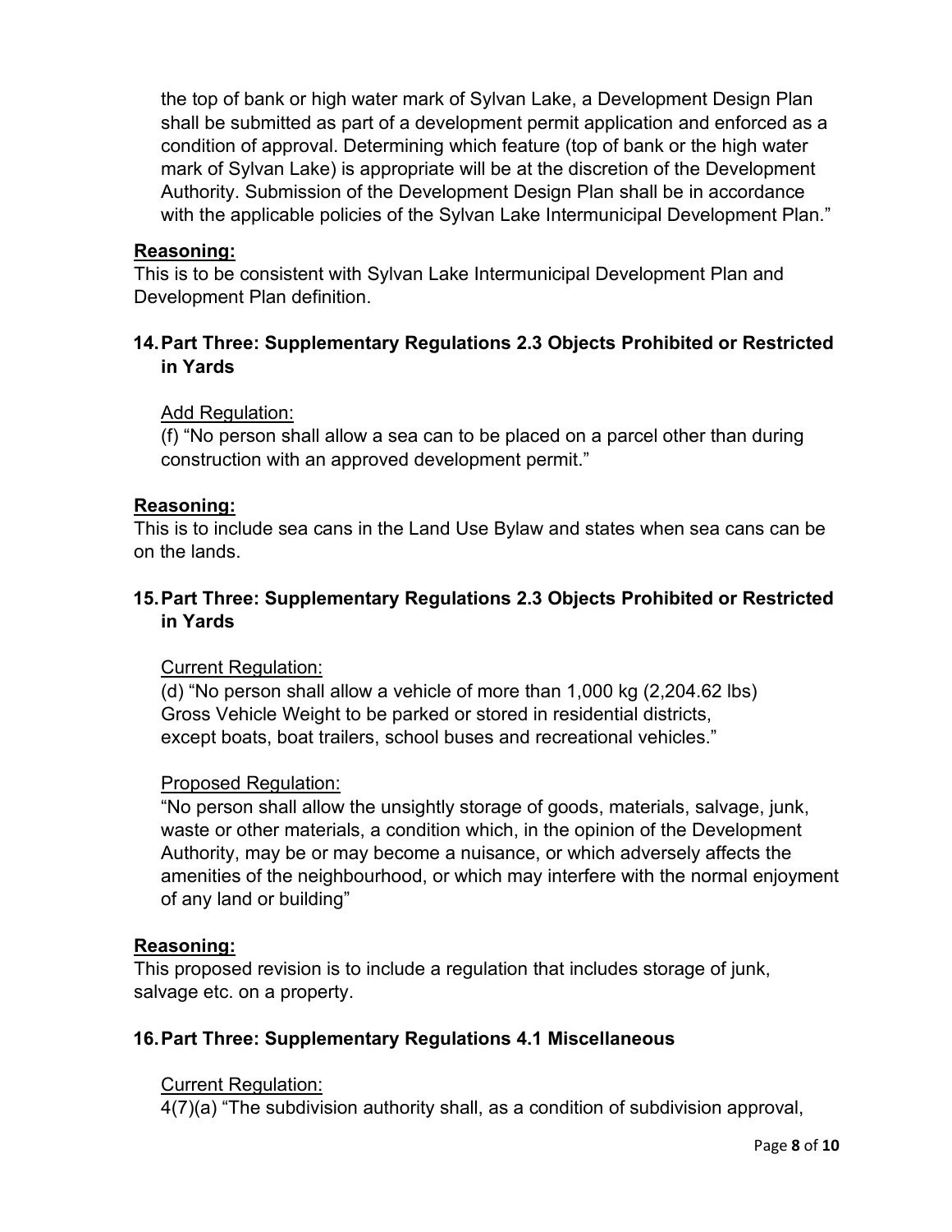the top of bank or high water mark of Sylvan Lake, a Development Design Plan shall be submitted as part of a development permit application and enforced as a condition of approval. Determining which feature (top of bank or the high water mark of Sylvan Lake) is appropriate will be at the discretion of the Development Authority. Submission of the Development Design Plan shall be in accordance with the applicable policies of the Sylvan Lake Intermunicipal Development Plan."

**Reasoning:**

This is to be consistent with Sylvan Lake Intermunicipal Development Plan and Development Plan definition.

### 14. Part Three: Supplementary Regulations 2.3 Objects Prohibited or Restricted in Yards

Add Regulation:

(f) "No person shall allow a sea can to be placed on a parcel other than during construction with an approved development permit."

**Reasoning:**

This is to include sea cans in the Land Use Bylaw and states when sea cans can be on the lands.

### 15. Part Three: Supplementary Regulations 2.3 Objects Prohibited or Restricted in Yards

Current Regulation:

(d) "No person shall allow a vehicle of more than 1,000 kg (2,204.62 lbs) Gross Vehicle Weight to be parked or stored in residential districts, except boats, boat trailers, school buses and recreational vehicles."

Proposed Regulation:

"No person shall allow the unsightly storage of goods, materials, salvage, junk, waste or other materials, a condition which, in the opinion of the Development Authority, may be or may become a nuisance, or which adversely affects the amenities of the neighbourhood, or which may interfere with the normal enjoyment of any land or building"

**Reasoning:**

This proposed revision is to include a regulation that includes storage of junk, salvage etc. on a property.

### 16. Part Three: Supplementary Regulations 4.1 Miscellaneous

Current Regulation:

4(7)(a) "The subdivision authority shall, as a condition of subdivision approval,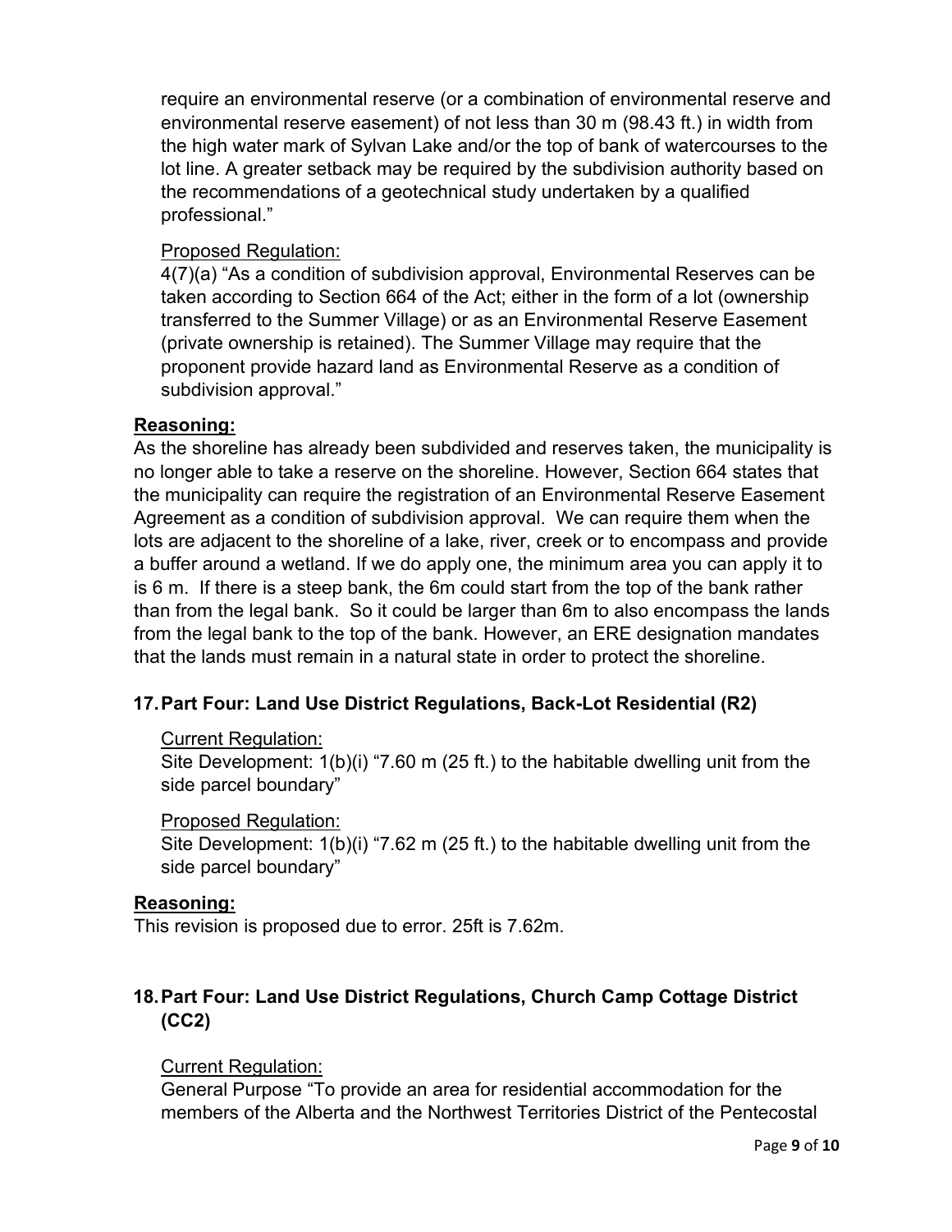require an environmental reserve (or a combination of environmental reserve and environmental reserve easement) of not less than 30 m (98.43 ft.) in width from the high water mark of Sylvan Lake and/or the top of bank of watercourses to the lot line. A greater setback may be required by the subdivision authority based on the recommendations of a geotechnical study undertaken by a qualified professional."

Proposed Regulation:
4(7)(a) "As a condition of subdivision approval, Environmental Reserves can be taken according to Section 664 of the Act; either in the form of a lot (ownership transferred to the Summer Village) or as an Environmental Reserve Easement (private ownership is retained). The Summer Village may require that the proponent provide hazard land as Environmental Reserve as a condition of subdivision approval."

**Reasoning:**

As the shoreline has already been subdivided and reserves taken, the municipality is no longer able to take a reserve on the shoreline. However, Section 664 states that the municipality can require the registration of an Environmental Reserve Easement Agreement as a condition of subdivision approval. We can require them when the lots are adjacent to the shoreline of a lake, river, creek or to encompass and provide a buffer around a wetland. If we do apply one, the minimum area you can apply it to is 6 m. If there is a steep bank, the 6m could start from the top of the bank rather than from the legal bank. So it could be larger than 6m to also encompass the lands from the legal bank to the top of the bank. However, an ERE designation mandates that the lands must remain in a natural state in order to protect the shoreline.

## 17. Part Four: Land Use District Regulations, Back-Lot Residential (R2)

Current Regulation:
Site Development: 1(b)(i) "7.60 m (25 ft.) to the habitable dwelling unit from the side parcel boundary"

Proposed Regulation:
Site Development: 1(b)(i) "7.62 m (25 ft.) to the habitable dwelling unit from the side parcel boundary"

**Reasoning:**

This revision is proposed due to error. 25ft is 7.62m.

## 18. Part Four: Land Use District Regulations, Church Camp Cottage District (CC2)

Current Regulation:
General Purpose "To provide an area for residential accommodation for the members of the Alberta and the Northwest Territories District of the Pentecostal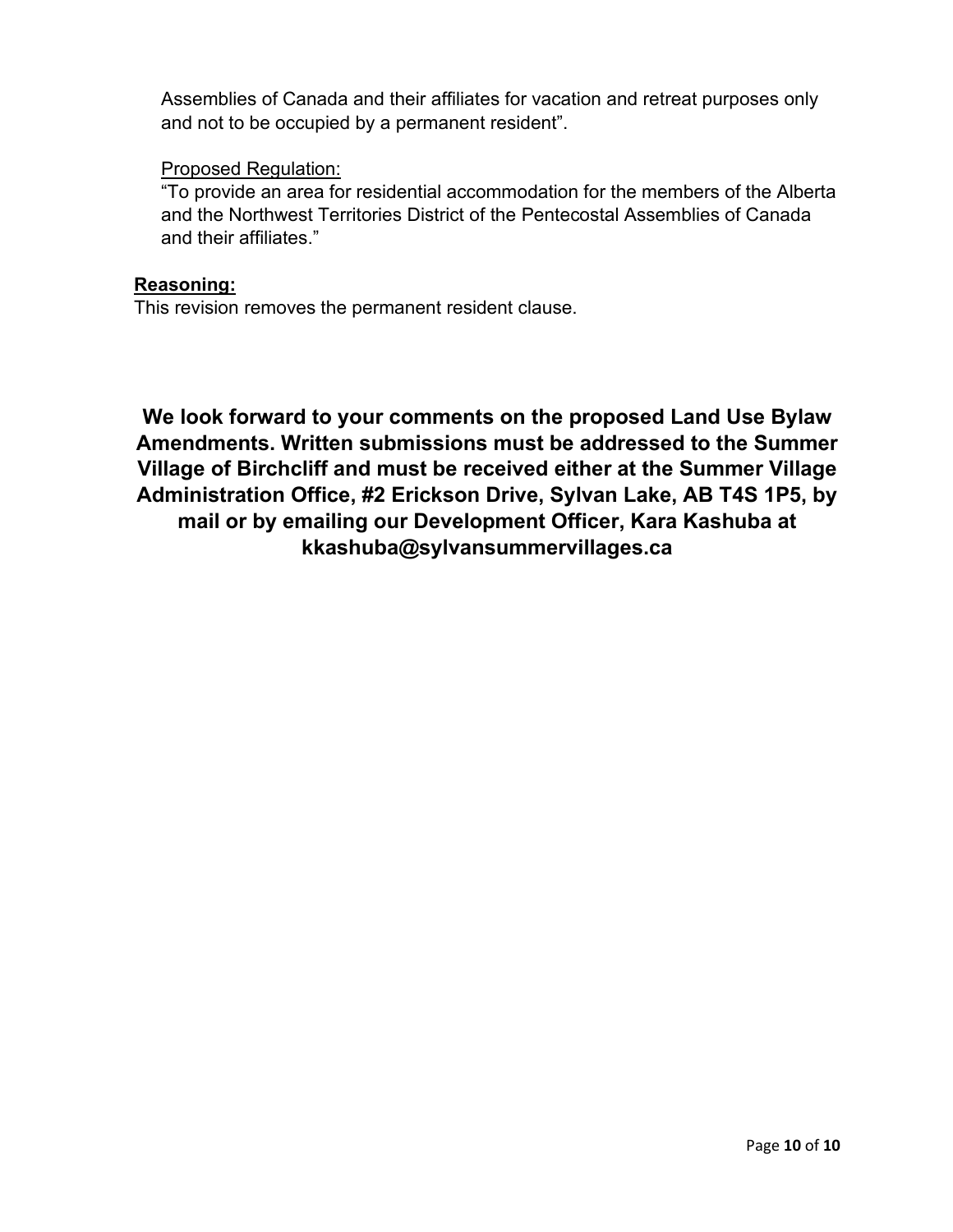Assemblies of Canada and their affiliates for vacation and retreat purposes only and not to be occupied by a permanent resident".

Proposed Regulation:

"To provide an area for residential accommodation for the members of the Alberta and the Northwest Territories District of the Pentecostal Assemblies of Canada and their affiliates."

**Reasoning:**

This revision removes the permanent resident clause.

**We look forward to your comments on the proposed Land Use Bylaw Amendments. Written submissions must be addressed to the Summer Village of Birchcliff and must be received either at the Summer Village Administration Office, #2 Erickson Drive, Sylvan Lake, AB T4S 1P5, by mail or by emailing our Development Officer, Kara Kashuba at kkashuba@sylvansummervillages.ca**